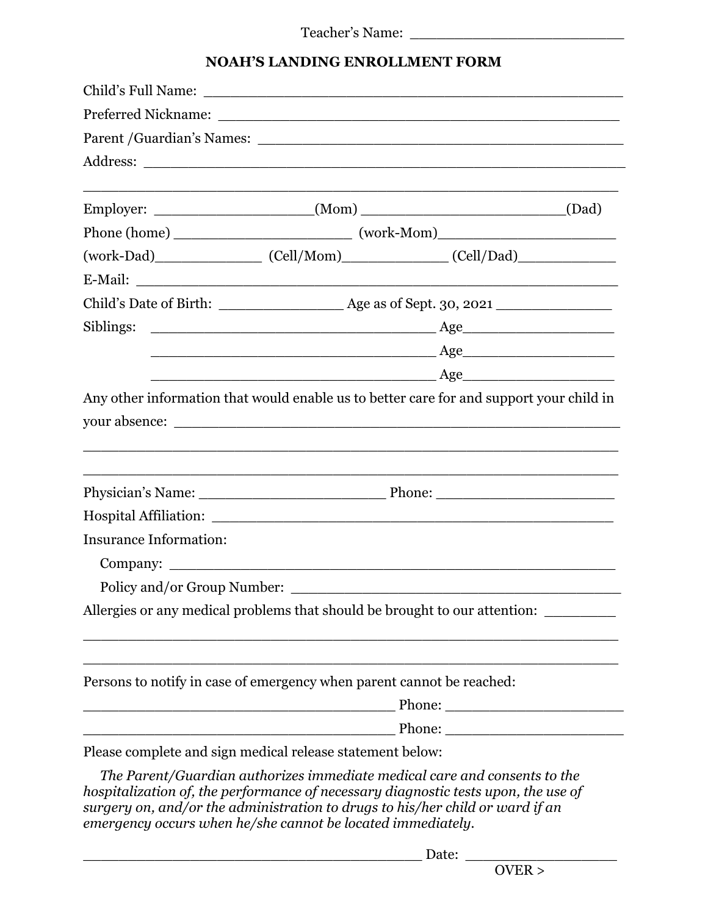Teacher's Name: ________________________

## NOAH'S LANDING ENROLLMENT FORM

Child's Full Name: ______________________________________________

Preferred Nickname: ______________________________________________

Parent /Guardian's Names: ________________________________________

Address: _______________________________________________________

_______________________________________________________________

Employer: __________________(Mom) _______________________(Dad)

Phone (home) ____________________ (work-Mom)_____________________

(work-Dad)____________ (Cell/Mom)____________ (Cell/Dad)___________

E-Mail: ________________________________________________________

Child's Date of Birth: ______________ Age as of Sept. 30, 2021 _____________

Siblings: ________________________________ Age_________________

________________________________ Age_________________

________________________________ Age_________________

Any other information that would enable us to better care for and support your child in your absence: ______________________________________________________

_______________________________________________________________

_______________________________________________________________

Physician's Name: _____________________ Phone: ____________________

Hospital Affiliation: _______________________________________________

Insurance Information:

Company: ____________________________________________________

Policy and/or Group Number: ______________________________________

Allergies or any medical problems that should be brought to our attention: ________

_______________________________________________________________

_______________________________________________________________

Persons to notify in case of emergency when parent cannot be reached:

___________________________________ Phone: ____________________

___________________________________ Phone: ____________________

Please complete and sign medical release statement below:

*The Parent/Guardian authorizes immediate medical care and consents to the hospitalization of, the performance of necessary diagnostic tests upon, the use of surgery on, and/or the administration to drugs to his/her child or ward if an emergency occurs when he/she cannot be located immediately.*

______________________________________ Date: _________________

OVER >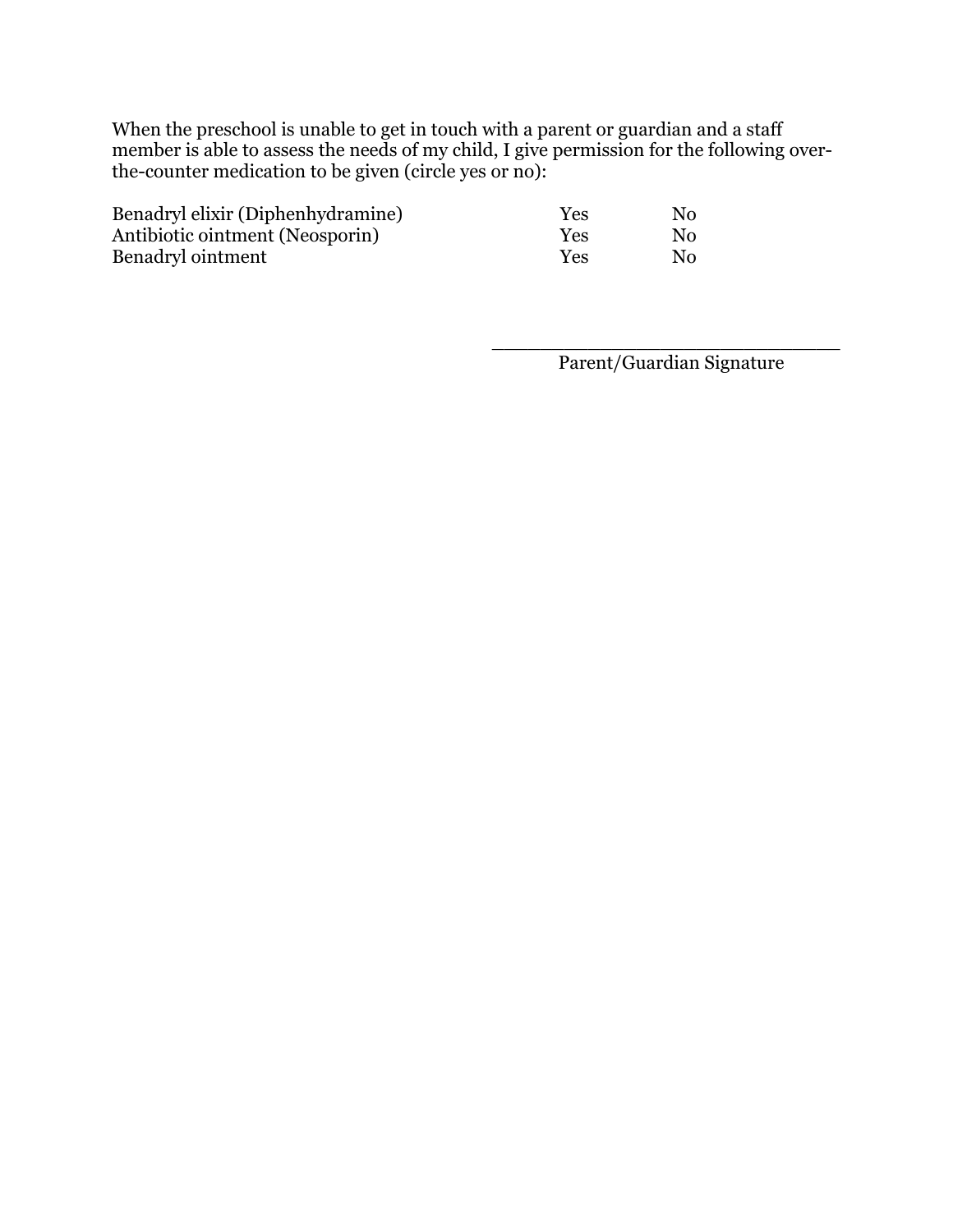When the preschool is unable to get in touch with a parent or guardian and a staff member is able to assess the needs of my child, I give permission for the following over-the-counter medication to be given (circle yes or no):

| | | |
|---|---|---|
| Benadryl elixir (Diphenhydramine) | Yes | No |
| Antibiotic ointment (Neosporin) | Yes | No |
| Benadryl ointment | Yes | No |

_______________________________

Parent/Guardian Signature